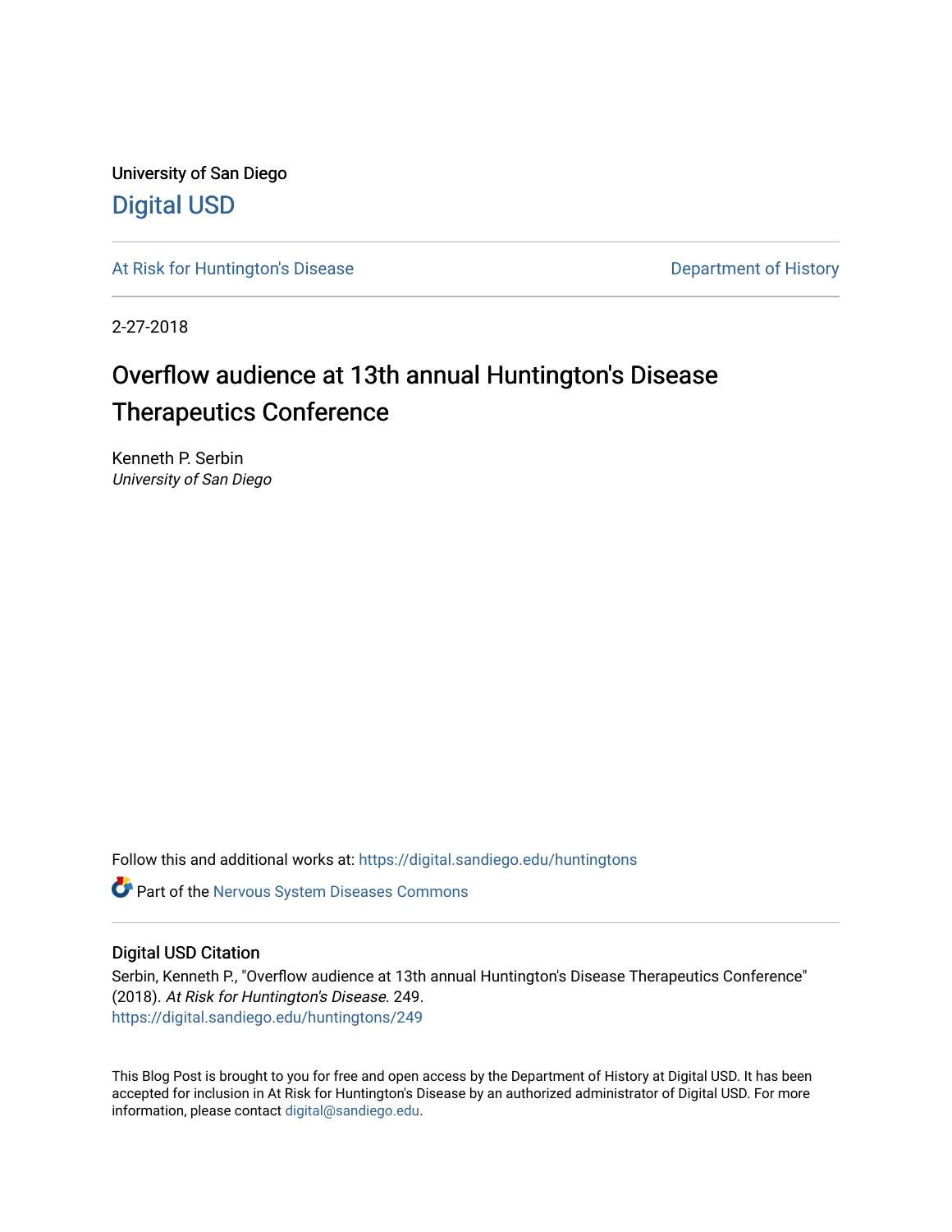University of San Diego

# Digital USD

At Risk for Huntington's Disease

Department of History

2-27-2018

# Overflow audience at 13th annual Huntington's Disease Therapeutics Conference

Kenneth P. Serbin
*University of San Diego*

Follow this and additional works at: https://digital.sandiego.edu/huntingtons

Part of the Nervous System Diseases Commons

## Digital USD Citation

Serbin, Kenneth P., "Overflow audience at 13th annual Huntington's Disease Therapeutics Conference" (2018). *At Risk for Huntington's Disease*. 249.
https://digital.sandiego.edu/huntingtons/249

This Blog Post is brought to you for free and open access by the Department of History at Digital USD. It has been accepted for inclusion in At Risk for Huntington's Disease by an authorized administrator of Digital USD. For more information, please contact digital@sandiego.edu.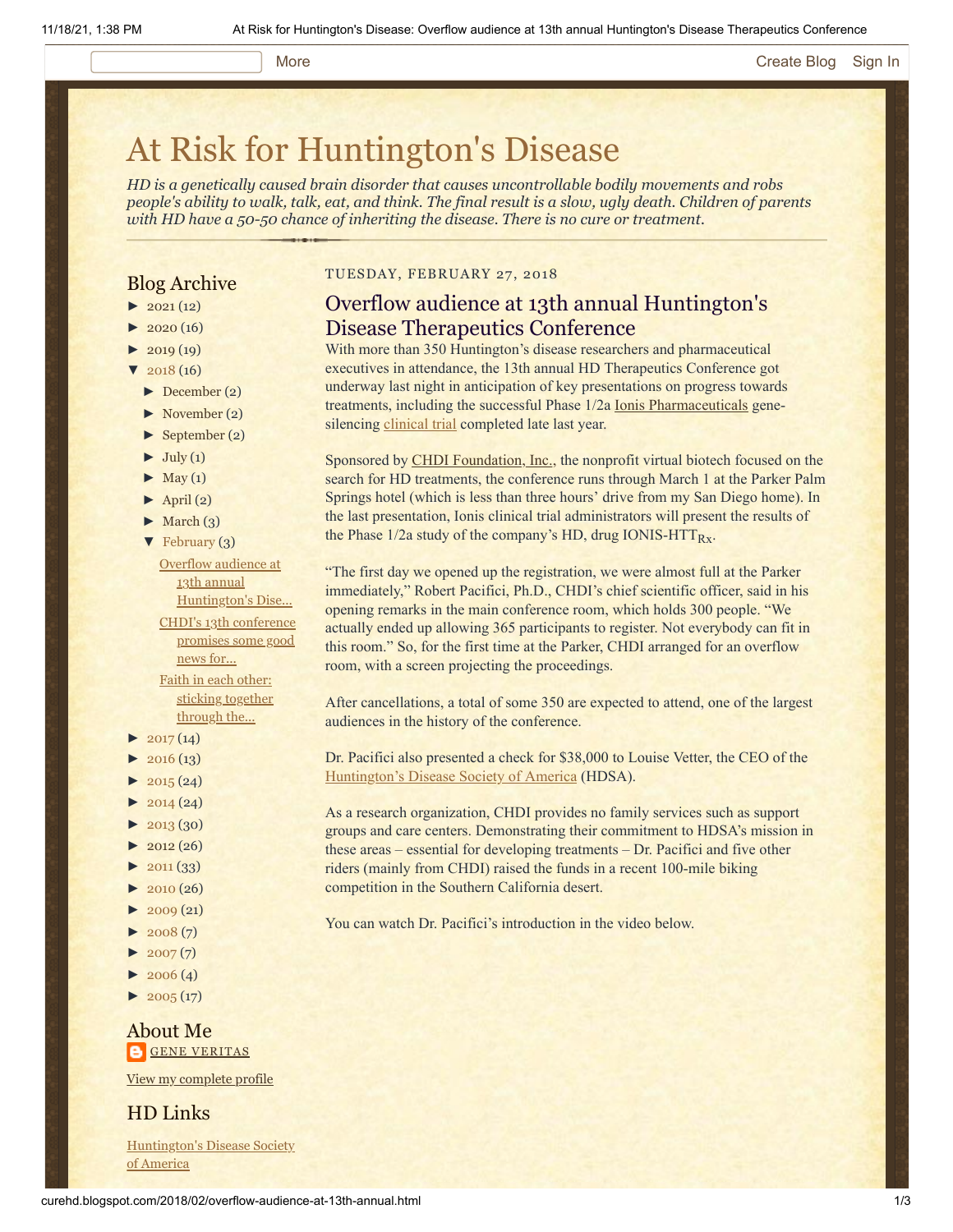More | Create Blog | Sign In

# At Risk for Huntington's Disease

*HD is a genetically caused brain disorder that causes uncontrollable bodily movements and robs people's ability to walk, talk, eat, and think. The final result is a slow, ugly death. Children of parents with HD have a 50-50 chance of inheriting the disease. There is no cure or treatment.*

## Blog Archive

- ► 2021 (12)
- ► 2020 (16)
- ► 2019 (19)
- ▼ 2018 (16)
  - ► December (2)
  - ► November (2)
  - ► September (2)
  - ► July (1)
  - ► May (1)
  - ► April (2)
  - ► March (3)
  - ▼ February (3)
    - Overflow audience at 13th annual Huntington's Dise...
    - CHDI's 13th conference promises some good news for...
    - Faith in each other: sticking together through the...
- ► 2017 (14)
- ► 2016 (13)
- ► 2015 (24)
- ► 2014 (24)
- ► 2013 (30)
- ► 2012 (26)
- ► 2011 (33)
- ► 2010 (26)
- ► 2009 (21)
- ► 2008 (7)
- ► 2007 (7)
- ► 2006 (4)
- ► 2005 (17)

## About Me

GENE VERITAS

View my complete profile

## HD Links

Huntington's Disease Society of America

TUESDAY, FEBRUARY 27, 2018

## Overflow audience at 13th annual Huntington's Disease Therapeutics Conference

With more than 350 Huntington's disease researchers and pharmaceutical executives in attendance, the 13th annual HD Therapeutics Conference got underway last night in anticipation of key presentations on progress towards treatments, including the successful Phase 1/2a Ionis Pharmaceuticals gene-silencing clinical trial completed late last year.

Sponsored by CHDI Foundation, Inc., the nonprofit virtual biotech focused on the search for HD treatments, the conference runs through March 1 at the Parker Palm Springs hotel (which is less than three hours' drive from my San Diego home). In the last presentation, Ionis clinical trial administrators will present the results of the Phase 1/2a study of the company's HD, drug IONIS-$HTT_{Rx}$.

"The first day we opened up the registration, we were almost full at the Parker immediately," Robert Pacifici, Ph.D., CHDI's chief scientific officer, said in his opening remarks in the main conference room, which holds 300 people. "We actually ended up allowing 365 participants to register. Not everybody can fit in this room." So, for the first time at the Parker, CHDI arranged for an overflow room, with a screen projecting the proceedings.

After cancellations, a total of some 350 are expected to attend, one of the largest audiences in the history of the conference.

Dr. Pacifici also presented a check for $38,000 to Louise Vetter, the CEO of the Huntington's Disease Society of America (HDSA).

As a research organization, CHDI provides no family services such as support groups and care centers. Demonstrating their commitment to HDSA's mission in these areas – essential for developing treatments – Dr. Pacifici and five other riders (mainly from CHDI) raised the funds in a recent 100-mile biking competition in the Southern California desert.

You can watch Dr. Pacifici's introduction in the video below.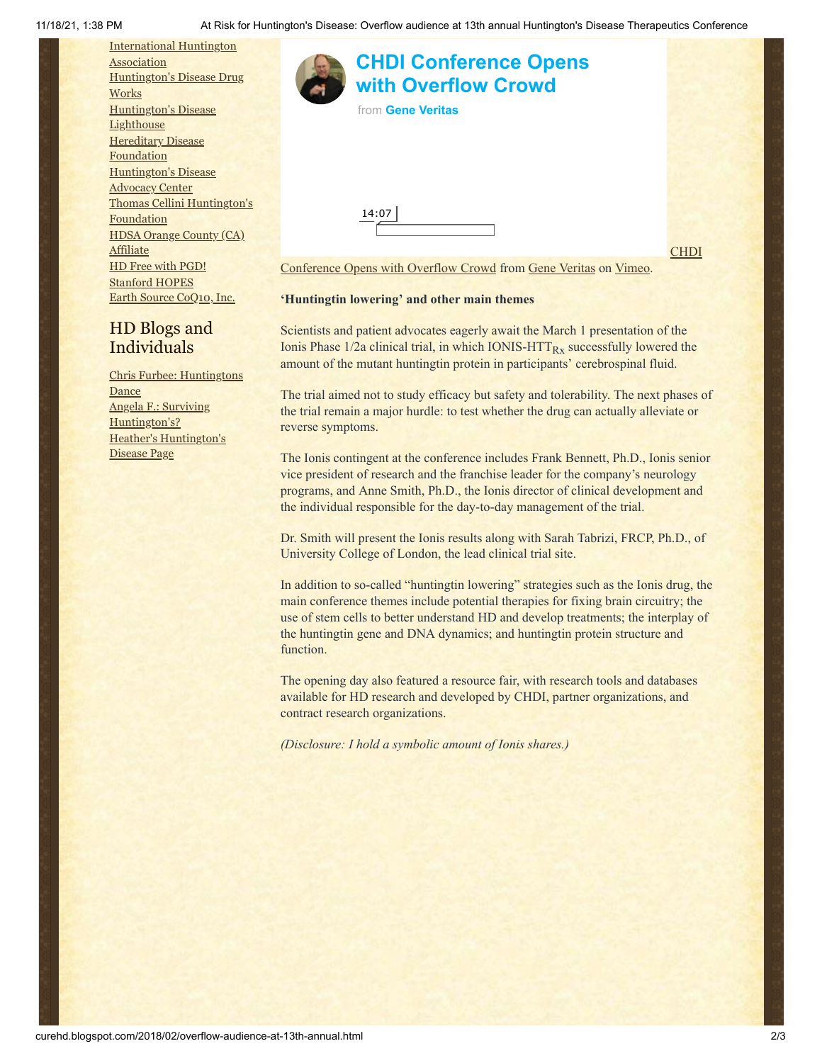International Huntington Association
Huntington's Disease Drug Works
Huntington's Disease Lighthouse
Hereditary Disease Foundation
Huntington's Disease Advocacy Center
Thomas Cellini Huntington's Foundation
HDSA Orange County (CA) Affiliate
HD Free with PGD!
Stanford HOPES
Earth Source CoQ10, Inc.

## HD Blogs and Individuals

Chris Furbee: Huntingtons Dance
Angela F.: Surviving Huntington's?
Heather's Huntington's Disease Page

**CHDI Conference Opens with Overflow Crowd**

from **Gene Veritas**

14:07

CHDI Conference Opens with Overflow Crowd from Gene Veritas on Vimeo.

**'Huntingtin lowering' and other main themes**

Scientists and patient advocates eagerly await the March 1 presentation of the Ionis Phase 1/2a clinical trial, in which IONIS-HTT$_{Rx}$ successfully lowered the amount of the mutant huntingtin protein in participants' cerebrospinal fluid.

The trial aimed not to study efficacy but safety and tolerability. The next phases of the trial remain a major hurdle: to test whether the drug can actually alleviate or reverse symptoms.

The Ionis contingent at the conference includes Frank Bennett, Ph.D., Ionis senior vice president of research and the franchise leader for the company's neurology programs, and Anne Smith, Ph.D., the Ionis director of clinical development and the individual responsible for the day-to-day management of the trial.

Dr. Smith will present the Ionis results along with Sarah Tabrizi, FRCP, Ph.D., of University College of London, the lead clinical trial site.

In addition to so-called "huntingtin lowering" strategies such as the Ionis drug, the main conference themes include potential therapies for fixing brain circuitry; the use of stem cells to better understand HD and develop treatments; the interplay of the huntingtin gene and DNA dynamics; and huntingtin protein structure and function.

The opening day also featured a resource fair, with research tools and databases available for HD research and developed by CHDI, partner organizations, and contract research organizations.

*(Disclosure: I hold a symbolic amount of Ionis shares.)*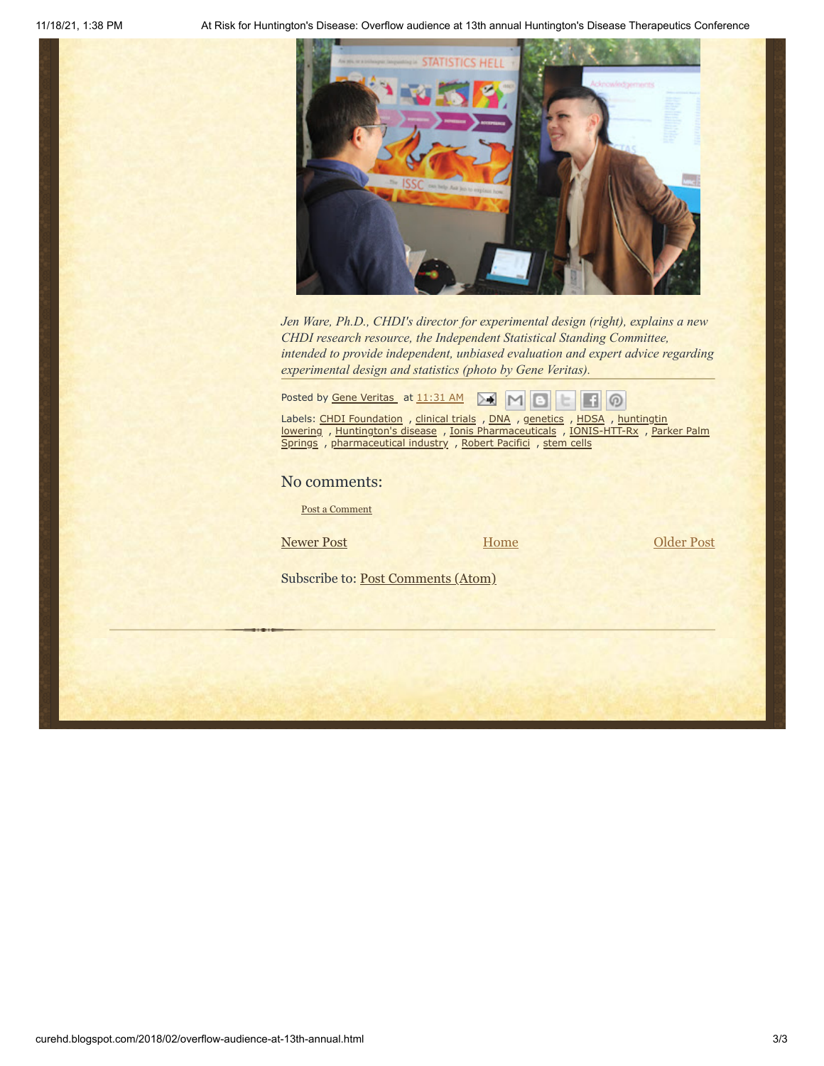*Jen Ware, Ph.D., CHDI's director for experimental design (right), explains a new CHDI research resource, the Independent Statistical Standing Committee, intended to provide independent, unbiased evaluation and expert advice regarding experimental design and statistics (photo by Gene Veritas).*

Posted by Gene Veritas at 11:31 AM

Labels: CHDI Foundation, clinical trials, DNA, genetics, HDSA, huntingtin lowering, Huntington's disease, Ionis Pharmaceuticals, IONIS-HTT-Rx, Parker Palm Springs, pharmaceutical industry, Robert Pacifici, stem cells

## No comments:

Post a Comment

Newer Post | Home | Older Post

Subscribe to: Post Comments (Atom)